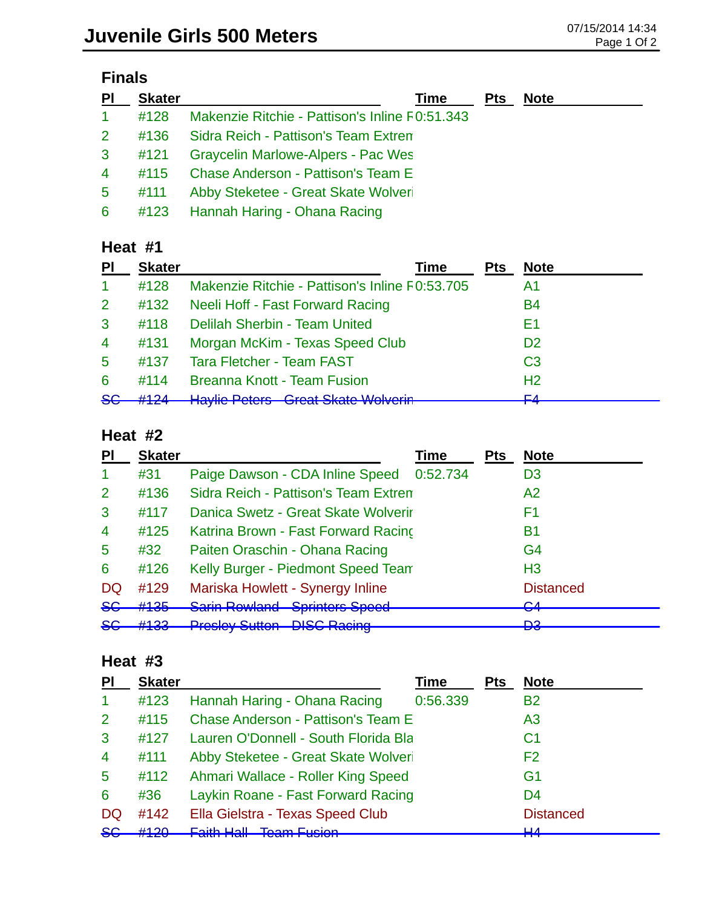# Juvenile Girls 500 Meters

07/15/2014 14:34

## Finals

| Pl | Skater | | Time | Pts | Note |
|---|---|---|---|---|---|
| 1 | #128 | Makenzie Ritchie - Pattison's Inline F | 0:51.343 | | |
| 2 | #136 | Sidra Reich - Pattison's Team Extren | | | |
| 3 | #121 | Graycelin Marlowe-Alpers - Pac Wes | | | |
| 4 | #115 | Chase Anderson - Pattison's Team E | | | |
| 5 | #111 | Abby Steketee - Great Skate Wolveri | | | |
| 6 | #123 | Hannah Haring - Ohana Racing | | | |

## Heat #1

| Pl | Skater | | Time | Pts | Note |
|---|---|---|---|---|---|
| 1 | #128 | Makenzie Ritchie - Pattison's Inline F | 0:53.705 | | A1 |
| 2 | #132 | Neeli Hoff - Fast Forward Racing | | | B4 |
| 3 | #118 | Delilah Sherbin - Team United | | | E1 |
| 4 | #131 | Morgan McKim - Texas Speed Club | | | D2 |
| 5 | #137 | Tara Fletcher - Team FAST | | | C3 |
| 6 | #114 | Breanna Knott - Team Fusion | | | H2 |
| ~~SC~~ | ~~#124~~ | ~~Haylie Peters - Great Skate Wolverin~~ | | | ~~F4~~ |

## Heat #2

| Pl | Skater | | Time | Pts | Note |
|---|---|---|---|---|---|
| 1 | #31 | Paige Dawson - CDA Inline Speed | 0:52.734 | | D3 |
| 2 | #136 | Sidra Reich - Pattison's Team Extren | | | A2 |
| 3 | #117 | Danica Swetz - Great Skate Wolverir | | | F1 |
| 4 | #125 | Katrina Brown - Fast Forward Racing | | | B1 |
| 5 | #32 | Paiten Oraschin - Ohana Racing | | | G4 |
| 6 | #126 | Kelly Burger - Piedmont Speed Tean | | | H3 |
| DQ | #129 | Mariska Howlett - Synergy Inline | | | Distanced |
| ~~SC~~ | ~~#135~~ | ~~Sarin Rowland - Sprinters Speed~~ | | | ~~C4~~ |
| ~~SC~~ | ~~#133~~ | ~~Presley Sutton - DISC Racing~~ | | | ~~D3~~ |

## Heat #3

| Pl | Skater | | Time | Pts | Note |
|---|---|---|---|---|---|
| 1 | #123 | Hannah Haring - Ohana Racing | 0:56.339 | | B2 |
| 2 | #115 | Chase Anderson - Pattison's Team E | | | A3 |
| 3 | #127 | Lauren O'Donnell - South Florida Bla | | | C1 |
| 4 | #111 | Abby Steketee - Great Skate Wolveri | | | F2 |
| 5 | #112 | Ahmari Wallace - Roller King Speed | | | G1 |
| 6 | #36 | Laykin Roane - Fast Forward Racing | | | D4 |
| DQ | #142 | Ella Gielstra - Texas Speed Club | | | Distanced |
| ~~SC~~ | ~~#120~~ | ~~Faith Hall - Team Fusion~~ | | | ~~H4~~ |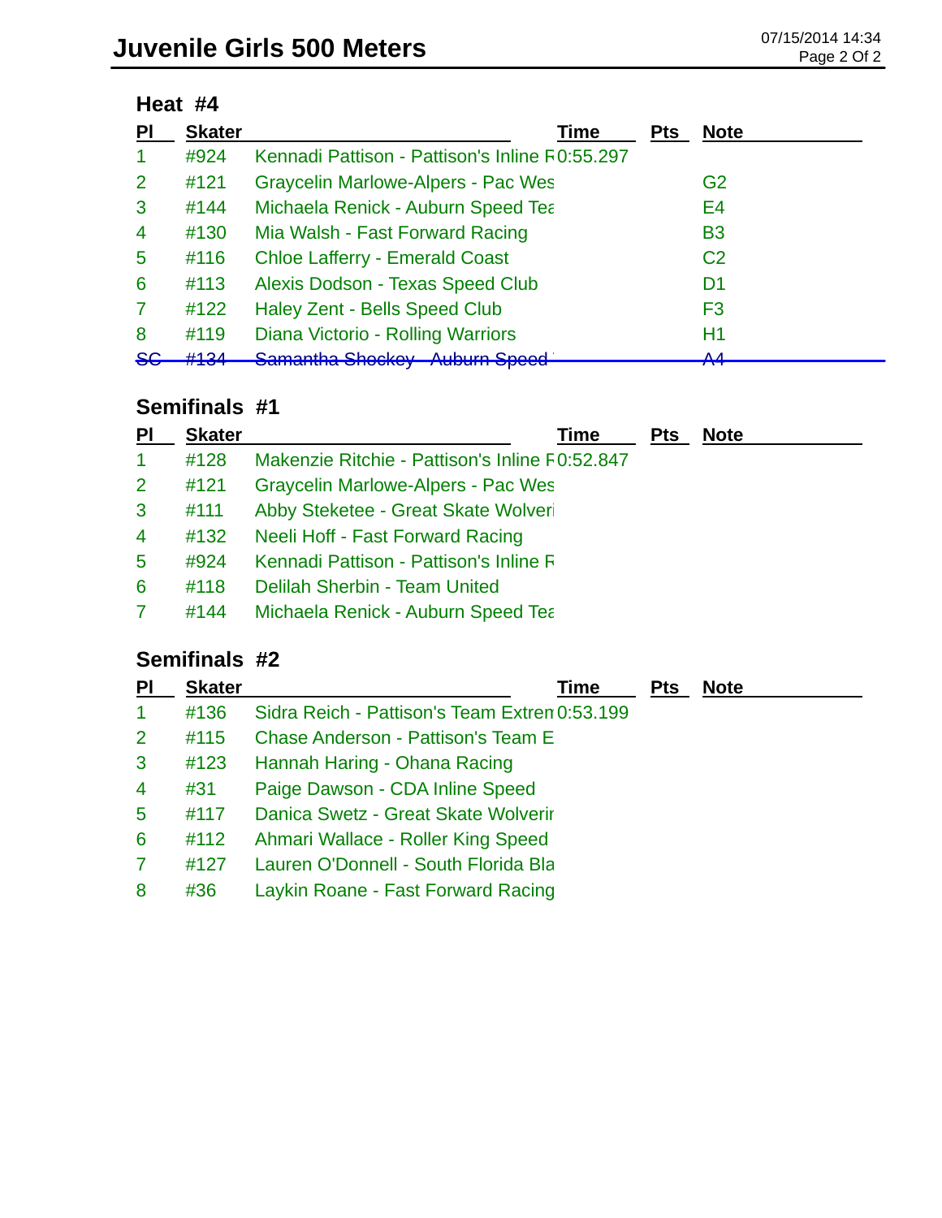# Juvenile Girls 500 Meters

07/15/2014 14:34

### Heat #4

| Pl | Skater | | Time | Pts | Note |
|---|---|---|---|---|---|
| 1 | #924 | Kennadi Pattison - Pattison's Inline F | 0:55.297 | | |
| 2 | #121 | Graycelin Marlowe-Alpers - Pac Wes | | | G2 |
| 3 | #144 | Michaela Renick - Auburn Speed Tea | | | E4 |
| 4 | #130 | Mia Walsh - Fast Forward Racing | | | B3 |
| 5 | #116 | Chloe Lafferty - Emerald Coast | | | C2 |
| 6 | #113 | Alexis Dodson - Texas Speed Club | | | D1 |
| 7 | #122 | Haley Zent - Bells Speed Club | | | F3 |
| 8 | #119 | Diana Victorio - Rolling Warriors | | | H1 |
| ~~SC~~ | ~~#134~~ | ~~Samantha Shockey - Auburn Speed~~ | | | ~~A4~~ |

### Semifinals #1

| Pl | Skater | | Time | Pts | Note |
|---|---|---|---|---|---|
| 1 | #128 | Makenzie Ritchie - Pattison's Inline F | 0:52.847 | | |
| 2 | #121 | Graycelin Marlowe-Alpers - Pac Wes | | | |
| 3 | #111 | Abby Steketee - Great Skate Wolveri | | | |
| 4 | #132 | Neeli Hoff - Fast Forward Racing | | | |
| 5 | #924 | Kennadi Pattison - Pattison's Inline F | | | |
| 6 | #118 | Delilah Sherbin - Team United | | | |
| 7 | #144 | Michaela Renick - Auburn Speed Tea | | | |

### Semifinals #2

| Pl | Skater | | Time | Pts | Note |
|---|---|---|---|---|---|
| 1 | #136 | Sidra Reich - Pattison's Team Extren | 0:53.199 | | |
| 2 | #115 | Chase Anderson - Pattison's Team E | | | |
| 3 | #123 | Hannah Haring - Ohana Racing | | | |
| 4 | #31 | Paige Dawson - CDA Inline Speed | | | |
| 5 | #117 | Danica Swetz - Great Skate Wolverir | | | |
| 6 | #112 | Ahmari Wallace - Roller King Speed | | | |
| 7 | #127 | Lauren O'Donnell - South Florida Bla | | | |
| 8 | #36 | Laykin Roane - Fast Forward Racing | | | |